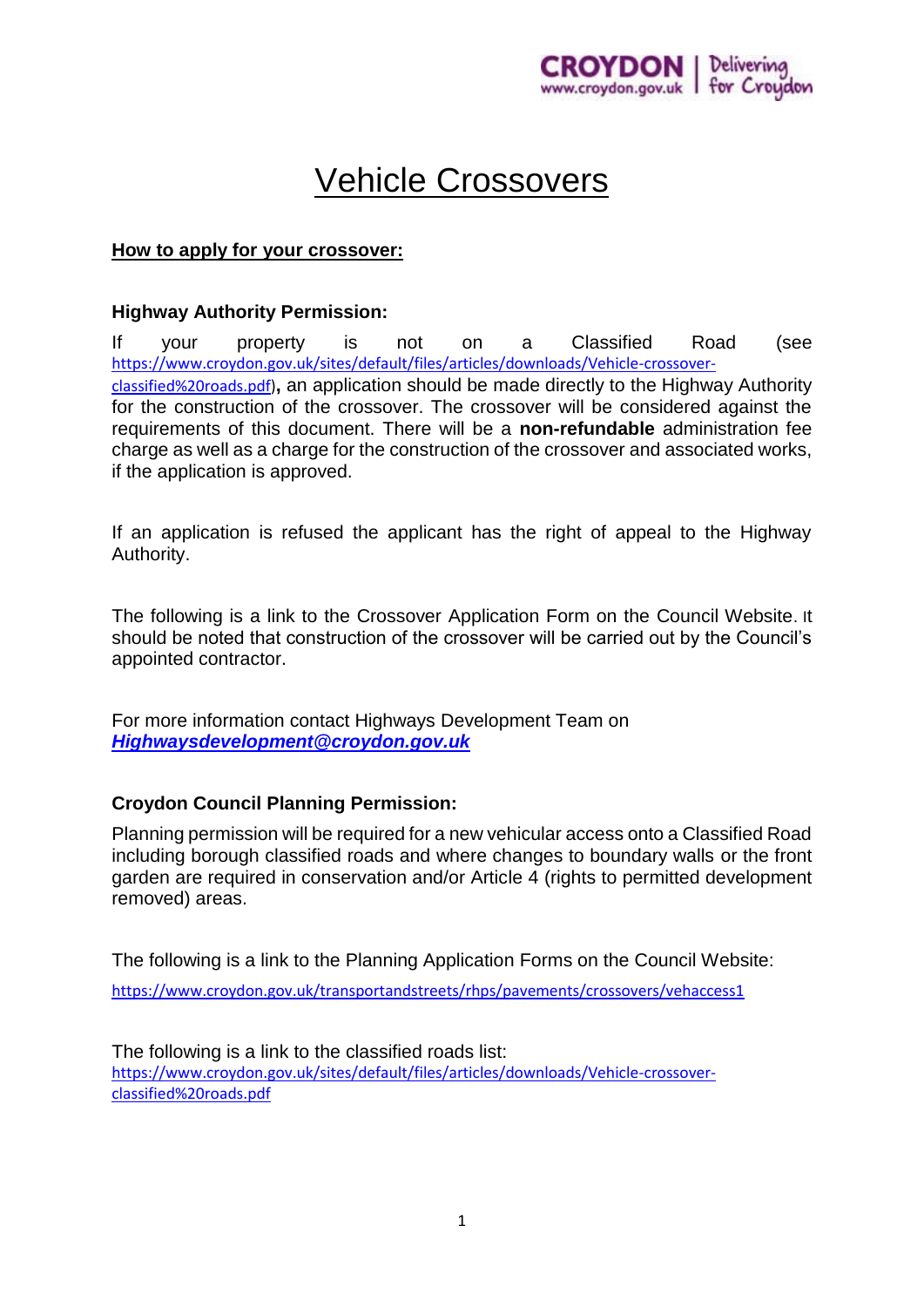# Vehicle Crossovers

**How to apply for your crossover:**

**Highway Authority Permission:**

If your property is not on a Classified Road (see https://www.croydon.gov.uk/sites/default/files/articles/downloads/Vehicle-crossover-classified%20roads.pdf), an application should be made directly to the Highway Authority for the construction of the crossover. The crossover will be considered against the requirements of this document. There will be a **non-refundable** administration fee charge as well as a charge for the construction of the crossover and associated works, if the application is approved.

If an application is refused the applicant has the right of appeal to the Highway Authority.

The following is a link to the Crossover Application Form on the Council Website. It should be noted that construction of the crossover will be carried out by the Council's appointed contractor.

For more information contact Highways Development Team on ***Highwaysdevelopment@croydon.gov.uk***

**Croydon Council Planning Permission:**

Planning permission will be required for a new vehicular access onto a Classified Road including borough classified roads and where changes to boundary walls or the front garden are required in conservation and/or Article 4 (rights to permitted development removed) areas.

The following is a link to the Planning Application Forms on the Council Website:

https://www.croydon.gov.uk/transportandstreets/rhps/pavements/crossovers/vehaccess1

The following is a link to the classified roads list:
https://www.croydon.gov.uk/sites/default/files/articles/downloads/Vehicle-crossover-classified%20roads.pdf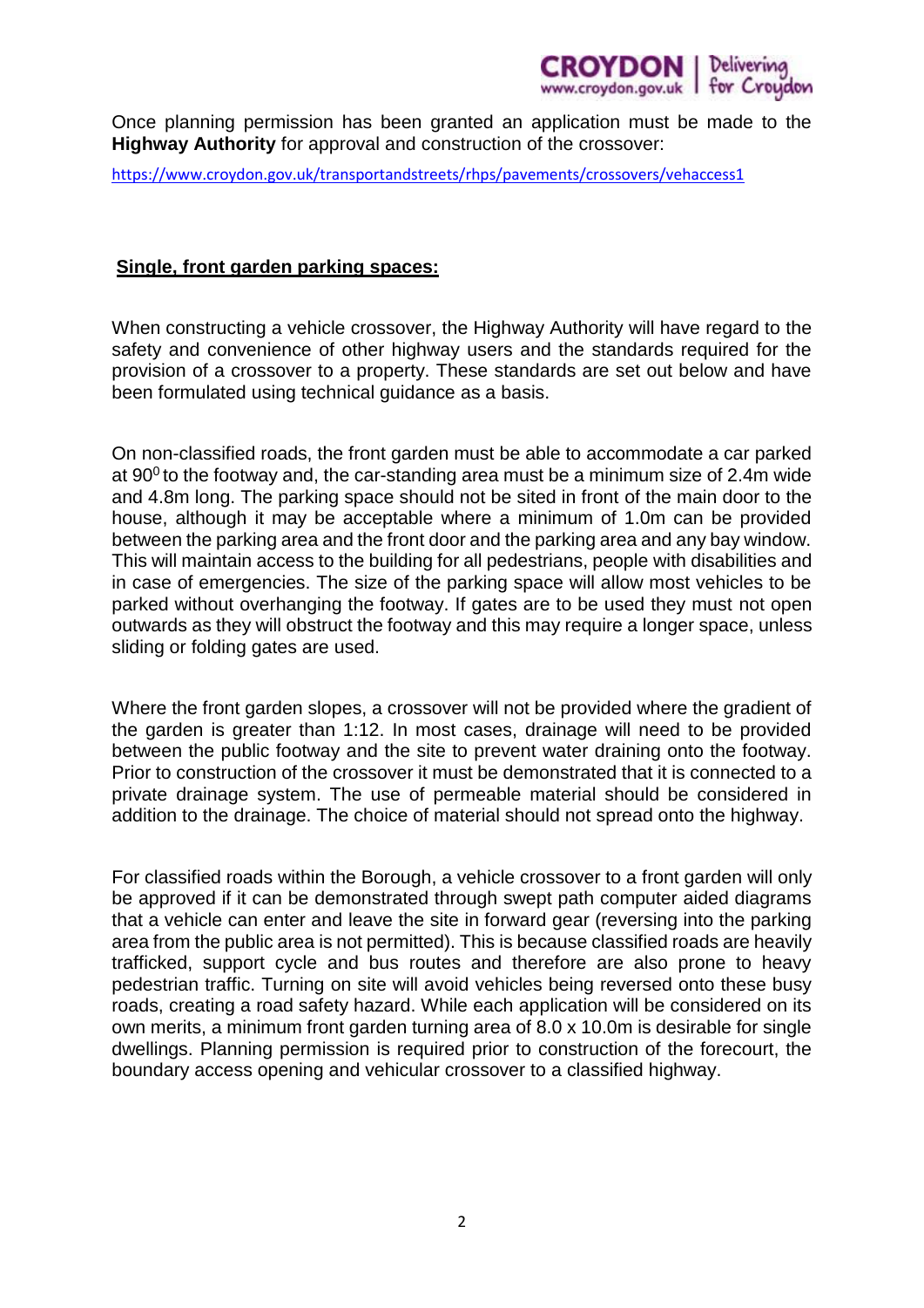Once planning permission has been granted an application must be made to the **Highway Authority** for approval and construction of the crossover:

https://www.croydon.gov.uk/transportandstreets/rhps/pavements/crossovers/vehaccess1

## Single, front garden parking spaces:

When constructing a vehicle crossover, the Highway Authority will have regard to the safety and convenience of other highway users and the standards required for the provision of a crossover to a property. These standards are set out below and have been formulated using technical guidance as a basis.

On non-classified roads, the front garden must be able to accommodate a car parked at $90^0$ to the footway and, the car-standing area must be a minimum size of 2.4m wide and 4.8m long. The parking space should not be sited in front of the main door to the house, although it may be acceptable where a minimum of 1.0m can be provided between the parking area and the front door and the parking area and any bay window. This will maintain access to the building for all pedestrians, people with disabilities and in case of emergencies. The size of the parking space will allow most vehicles to be parked without overhanging the footway. If gates are to be used they must not open outwards as they will obstruct the footway and this may require a longer space, unless sliding or folding gates are used.

Where the front garden slopes, a crossover will not be provided where the gradient of the garden is greater than 1:12. In most cases, drainage will need to be provided between the public footway and the site to prevent water draining onto the footway. Prior to construction of the crossover it must be demonstrated that it is connected to a private drainage system. The use of permeable material should be considered in addition to the drainage. The choice of material should not spread onto the highway.

For classified roads within the Borough, a vehicle crossover to a front garden will only be approved if it can be demonstrated through swept path computer aided diagrams that a vehicle can enter and leave the site in forward gear (reversing into the parking area from the public area is not permitted). This is because classified roads are heavily trafficked, support cycle and bus routes and therefore are also prone to heavy pedestrian traffic. Turning on site will avoid vehicles being reversed onto these busy roads, creating a road safety hazard. While each application will be considered on its own merits, a minimum front garden turning area of 8.0 x 10.0m is desirable for single dwellings. Planning permission is required prior to construction of the forecourt, the boundary access opening and vehicular crossover to a classified highway.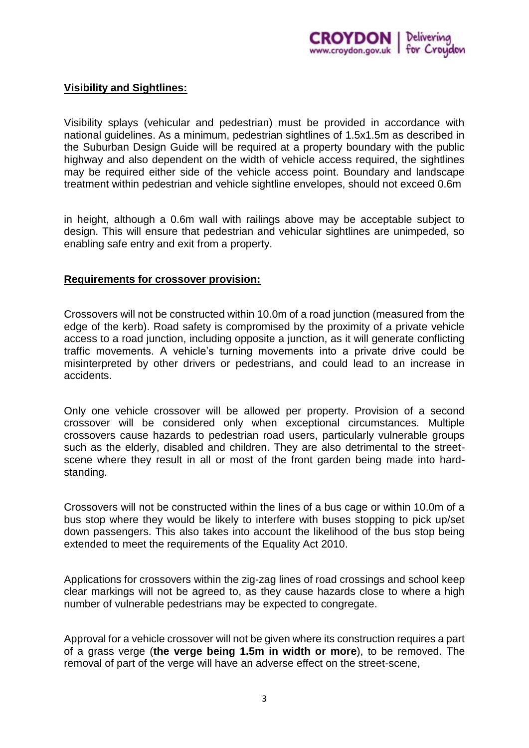**Visibility and Sightlines:**

Visibility splays (vehicular and pedestrian) must be provided in accordance with national guidelines. As a minimum, pedestrian sightlines of 1.5x1.5m as described in the Suburban Design Guide will be required at a property boundary with the public highway and also dependent on the width of vehicle access required, the sightlines may be required either side of the vehicle access point. Boundary and landscape treatment within pedestrian and vehicle sightline envelopes, should not exceed 0.6m

in height, although a 0.6m wall with railings above may be acceptable subject to design. This will ensure that pedestrian and vehicular sightlines are unimpeded, so enabling safe entry and exit from a property.

**Requirements for crossover provision:**

Crossovers will not be constructed within 10.0m of a road junction (measured from the edge of the kerb). Road safety is compromised by the proximity of a private vehicle access to a road junction, including opposite a junction, as it will generate conflicting traffic movements. A vehicle's turning movements into a private drive could be misinterpreted by other drivers or pedestrians, and could lead to an increase in accidents.

Only one vehicle crossover will be allowed per property. Provision of a second crossover will be considered only when exceptional circumstances. Multiple crossovers cause hazards to pedestrian road users, particularly vulnerable groups such as the elderly, disabled and children. They are also detrimental to the street-scene where they result in all or most of the front garden being made into hard-standing.

Crossovers will not be constructed within the lines of a bus cage or within 10.0m of a bus stop where they would be likely to interfere with buses stopping to pick up/set down passengers. This also takes into account the likelihood of the bus stop being extended to meet the requirements of the Equality Act 2010.

Applications for crossovers within the zig-zag lines of road crossings and school keep clear markings will not be agreed to, as they cause hazards close to where a high number of vulnerable pedestrians may be expected to congregate.

Approval for a vehicle crossover will not be given where its construction requires a part of a grass verge (**the verge being 1.5m in width or more**), to be removed. The removal of part of the verge will have an adverse effect on the street-scene,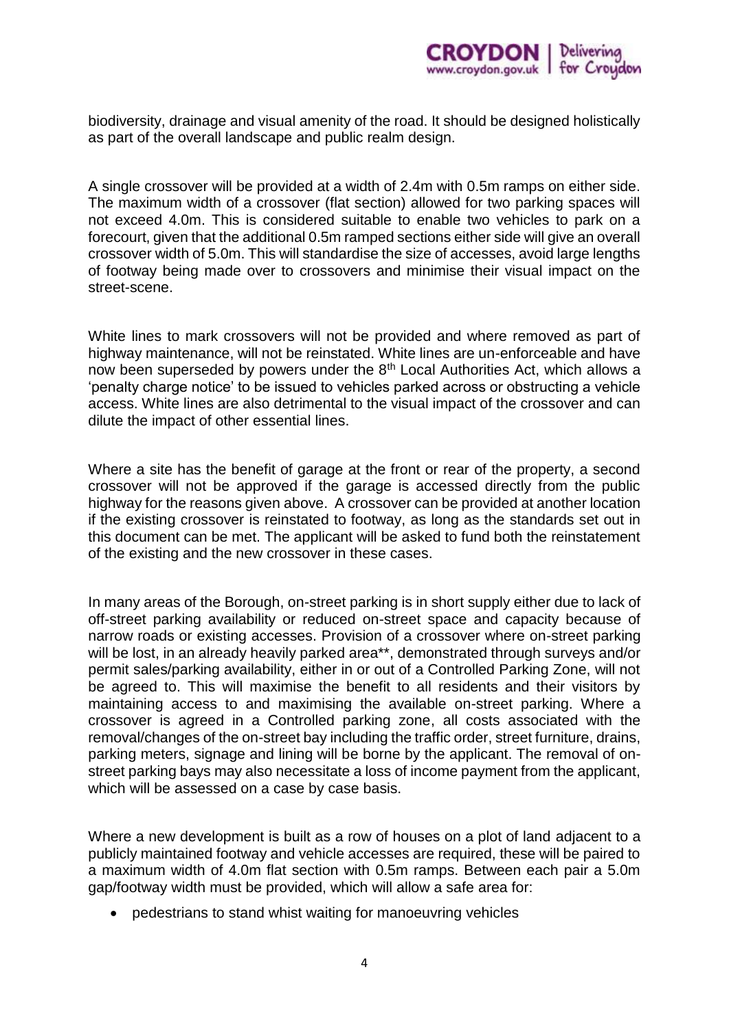biodiversity, drainage and visual amenity of the road. It should be designed holistically as part of the overall landscape and public realm design.

A single crossover will be provided at a width of 2.4m with 0.5m ramps on either side. The maximum width of a crossover (flat section) allowed for two parking spaces will not exceed 4.0m. This is considered suitable to enable two vehicles to park on a forecourt, given that the additional 0.5m ramped sections either side will give an overall crossover width of 5.0m. This will standardise the size of accesses, avoid large lengths of footway being made over to crossovers and minimise their visual impact on the street-scene.

White lines to mark crossovers will not be provided and where removed as part of highway maintenance, will not be reinstated. White lines are un-enforceable and have now been superseded by powers under the 8th Local Authorities Act, which allows a 'penalty charge notice' to be issued to vehicles parked across or obstructing a vehicle access. White lines are also detrimental to the visual impact of the crossover and can dilute the impact of other essential lines.

Where a site has the benefit of garage at the front or rear of the property, a second crossover will not be approved if the garage is accessed directly from the public highway for the reasons given above. A crossover can be provided at another location if the existing crossover is reinstated to footway, as long as the standards set out in this document can be met. The applicant will be asked to fund both the reinstatement of the existing and the new crossover in these cases.

In many areas of the Borough, on-street parking is in short supply either due to lack of off-street parking availability or reduced on-street space and capacity because of narrow roads or existing accesses. Provision of a crossover where on-street parking will be lost, in an already heavily parked area**, demonstrated through surveys and/or permit sales/parking availability, either in or out of a Controlled Parking Zone, will not be agreed to. This will maximise the benefit to all residents and their visitors by maintaining access to and maximising the available on-street parking. Where a crossover is agreed in a Controlled parking zone, all costs associated with the removal/changes of the on-street bay including the traffic order, street furniture, drains, parking meters, signage and lining will be borne by the applicant. The removal of on-street parking bays may also necessitate a loss of income payment from the applicant, which will be assessed on a case by case basis.

Where a new development is built as a row of houses on a plot of land adjacent to a publicly maintained footway and vehicle accesses are required, these will be paired to a maximum width of 4.0m flat section with 0.5m ramps. Between each pair a 5.0m gap/footway width must be provided, which will allow a safe area for:

- pedestrians to stand whist waiting for manoeuvring vehicles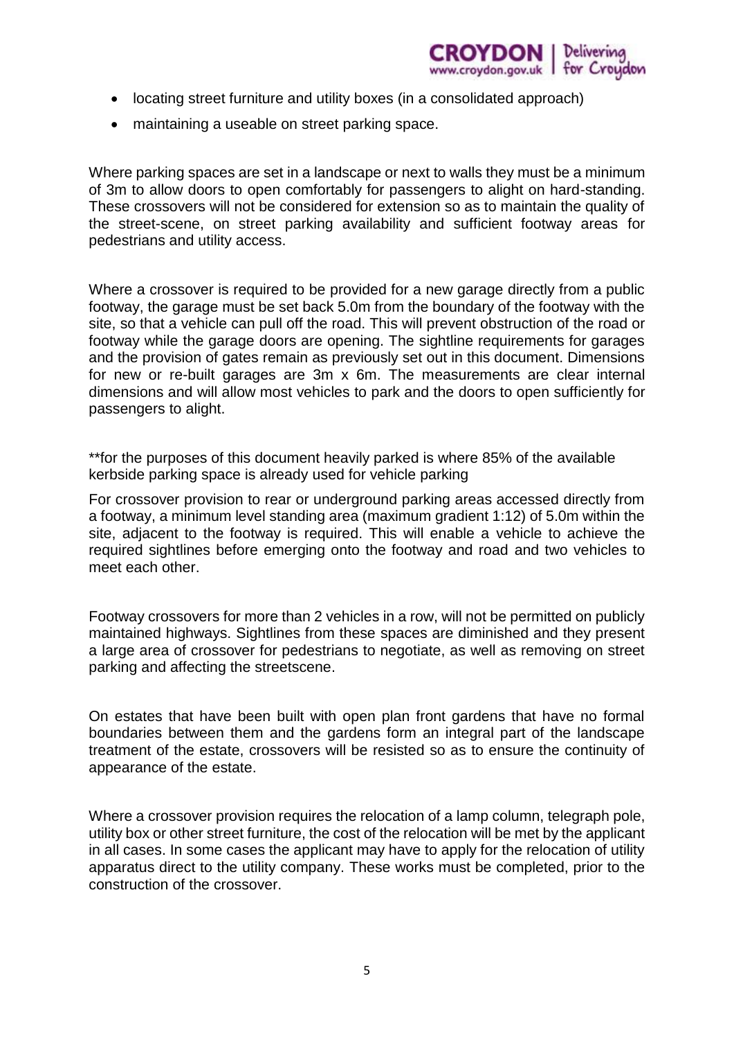- locating street furniture and utility boxes (in a consolidated approach)
- maintaining a useable on street parking space.

Where parking spaces are set in a landscape or next to walls they must be a minimum of 3m to allow doors to open comfortably for passengers to alight on hard-standing. These crossovers will not be considered for extension so as to maintain the quality of the street-scene, on street parking availability and sufficient footway areas for pedestrians and utility access.

Where a crossover is required to be provided for a new garage directly from a public footway, the garage must be set back 5.0m from the boundary of the footway with the site, so that a vehicle can pull off the road. This will prevent obstruction of the road or footway while the garage doors are opening. The sightline requirements for garages and the provision of gates remain as previously set out in this document. Dimensions for new or re-built garages are 3m x 6m. The measurements are clear internal dimensions and will allow most vehicles to park and the doors to open sufficiently for passengers to alight.

**for the purposes of this document heavily parked is where 85% of the available kerbside parking space is already used for vehicle parking

For crossover provision to rear or underground parking areas accessed directly from a footway, a minimum level standing area (maximum gradient 1:12) of 5.0m within the site, adjacent to the footway is required. This will enable a vehicle to achieve the required sightlines before emerging onto the footway and road and two vehicles to meet each other.

Footway crossovers for more than 2 vehicles in a row, will not be permitted on publicly maintained highways. Sightlines from these spaces are diminished and they present a large area of crossover for pedestrians to negotiate, as well as removing on street parking and affecting the streetscene.

On estates that have been built with open plan front gardens that have no formal boundaries between them and the gardens form an integral part of the landscape treatment of the estate, crossovers will be resisted so as to ensure the continuity of appearance of the estate.

Where a crossover provision requires the relocation of a lamp column, telegraph pole, utility box or other street furniture, the cost of the relocation will be met by the applicant in all cases. In some cases the applicant may have to apply for the relocation of utility apparatus direct to the utility company. These works must be completed, prior to the construction of the crossover.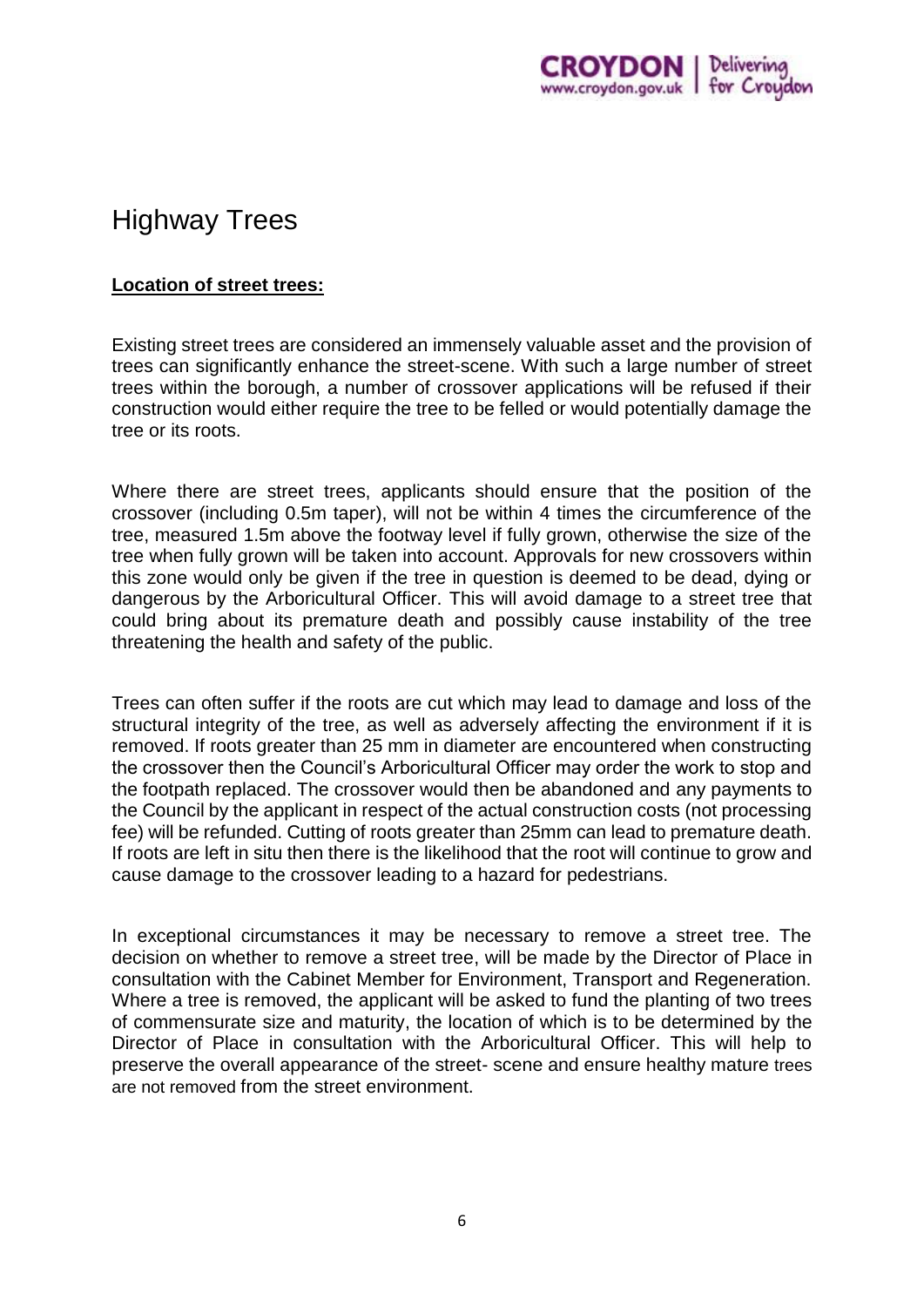# Highway Trees

**Location of street trees:**

Existing street trees are considered an immensely valuable asset and the provision of trees can significantly enhance the street-scene. With such a large number of street trees within the borough, a number of crossover applications will be refused if their construction would either require the tree to be felled or would potentially damage the tree or its roots.

Where there are street trees, applicants should ensure that the position of the crossover (including 0.5m taper), will not be within 4 times the circumference of the tree, measured 1.5m above the footway level if fully grown, otherwise the size of the tree when fully grown will be taken into account. Approvals for new crossovers within this zone would only be given if the tree in question is deemed to be dead, dying or dangerous by the Arboricultural Officer. This will avoid damage to a street tree that could bring about its premature death and possibly cause instability of the tree threatening the health and safety of the public.

Trees can often suffer if the roots are cut which may lead to damage and loss of the structural integrity of the tree, as well as adversely affecting the environment if it is removed. If roots greater than 25 mm in diameter are encountered when constructing the crossover then the Council's Arboricultural Officer may order the work to stop and the footpath replaced. The crossover would then be abandoned and any payments to the Council by the applicant in respect of the actual construction costs (not processing fee) will be refunded. Cutting of roots greater than 25mm can lead to premature death. If roots are left in situ then there is the likelihood that the root will continue to grow and cause damage to the crossover leading to a hazard for pedestrians.

In exceptional circumstances it may be necessary to remove a street tree. The decision on whether to remove a street tree, will be made by the Director of Place in consultation with the Cabinet Member for Environment, Transport and Regeneration. Where a tree is removed, the applicant will be asked to fund the planting of two trees of commensurate size and maturity, the location of which is to be determined by the Director of Place in consultation with the Arboricultural Officer. This will help to preserve the overall appearance of the street- scene and ensure healthy mature trees are not removed from the street environment.